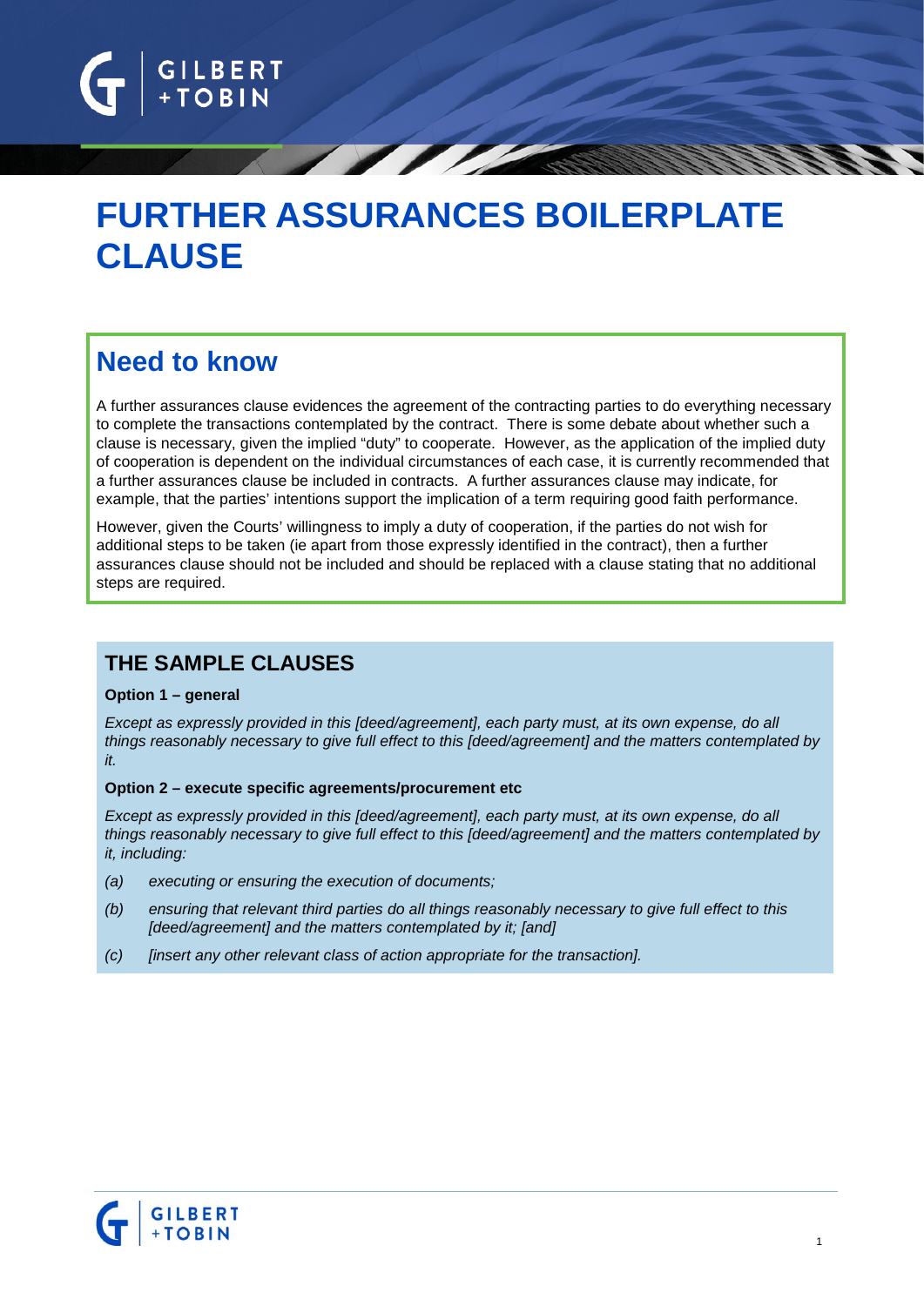# FURTHER ASSURANCES BOILERPLATE CLAUSE

## Need to know

A further assurances clause evidences the agreement of the contracting parties to do everything necessary to complete the transactions contemplated by the contract. There is some debate about whether such a clause is necessary, given the implied "duty" to cooperate. However, as the application of the implied duty of cooperation is dependent on the individual circumstances of each case, it is currently recommended that a further assurances clause be included in contracts. A further assurances clause may indicate, for example, that the parties' intentions support the implication of a term requiring good faith performance.

However, given the Courts' willingness to imply a duty of cooperation, if the parties do not wish for additional steps to be taken (ie apart from those expressly identified in the contract), then a further assurances clause should not be included and should be replaced with a clause stating that no additional steps are required.

## THE SAMPLE CLAUSES

**Option 1 – general**

*Except as expressly provided in this [deed/agreement], each party must, at its own expense, do all things reasonably necessary to give full effect to this [deed/agreement] and the matters contemplated by it.*

**Option 2 – execute specific agreements/procurement etc**

*Except as expressly provided in this [deed/agreement], each party must, at its own expense, do all things reasonably necessary to give full effect to this [deed/agreement] and the matters contemplated by it, including:*

*(a) executing or ensuring the execution of documents;*

*(b) ensuring that relevant third parties do all things reasonably necessary to give full effect to this [deed/agreement] and the matters contemplated by it; [and]*

*(c) [insert any other relevant class of action appropriate for the transaction].*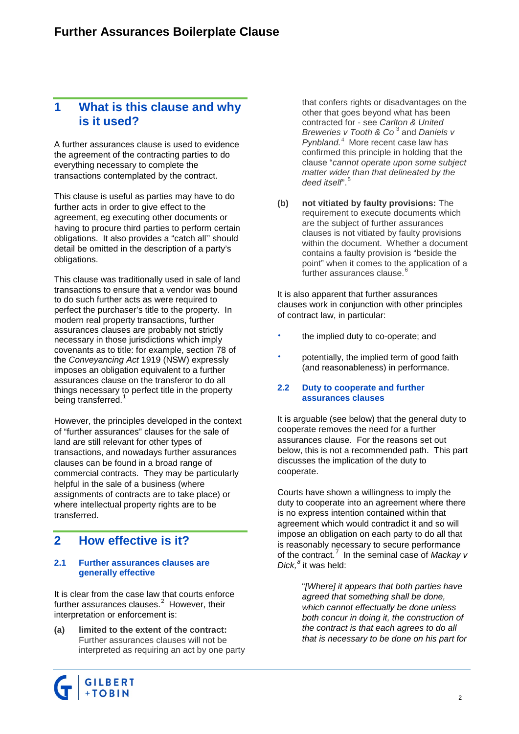## 1 What is this clause and why is it used?

A further assurances clause is used to evidence the agreement of the contracting parties to do everything necessary to complete the transactions contemplated by the contract.

This clause is useful as parties may have to do further acts in order to give effect to the agreement, eg executing other documents or having to procure third parties to perform certain obligations. It also provides a "catch all'' should detail be omitted in the description of a party's obligations.

This clause was traditionally used in sale of land transactions to ensure that a vendor was bound to do such further acts as were required to perfect the purchaser's title to the property. In modern real property transactions, further assurances clauses are probably not strictly necessary in those jurisdictions which imply covenants as to title: for example, section 78 of the *Conveyancing Act* 1919 (NSW) expressly imposes an obligation equivalent to a further assurances clause on the transferor to do all things necessary to perfect title in the property being transferred.[1]

However, the principles developed in the context of "further assurances" clauses for the sale of land are still relevant for other types of transactions, and nowadays further assurances clauses can be found in a broad range of commercial contracts. They may be particularly helpful in the sale of a business (where assignments of contracts are to take place) or where intellectual property rights are to be transferred.

## 2 How effective is it?

### 2.1 Further assurances clauses are generally effective

It is clear from the case law that courts enforce further assurances clauses.[2] However, their interpretation or enforcement is:

**(a)** **limited to the extent of the contract:** Further assurances clauses will not be interpreted as requiring an act by one party that confers rights or disadvantages on the other that goes beyond what has been contracted for - see *Carlton & United Breweries v Tooth & Co* [3] and *Daniels v Pynbland.*[4] More recent case law has confirmed this principle in holding that the clause "*cannot operate upon some subject matter wider than that delineated by the deed itself*".[5]

**(b)** **not vitiated by faulty provisions:** The requirement to execute documents which are the subject of further assurances clauses is not vitiated by faulty provisions within the document. Whether a document contains a faulty provision is "beside the point" when it comes to the application of a further assurances clause.[6]

It is also apparent that further assurances clauses work in conjunction with other principles of contract law, in particular:

- the implied duty to co-operate; and
- potentially, the implied term of good faith (and reasonableness) in performance.

### 2.2 Duty to cooperate and further assurances clauses

It is arguable (see below) that the general duty to cooperate removes the need for a further assurances clause. For the reasons set out below, this is not a recommended path. This part discusses the implication of the duty to cooperate.

Courts have shown a willingness to imply the duty to cooperate into an agreement where there is no express intention contained within that agreement which would contradict it and so will impose an obligation on each party to do all that is reasonably necessary to secure performance of the contract.[7] In the seminal case of *Mackay v Dick,*[8] it was held:

> "*[Where] it appears that both parties have agreed that something shall be done, which cannot effectually be done unless both concur in doing it, the construction of the contract is that each agrees to do all that is necessary to be done on his part for*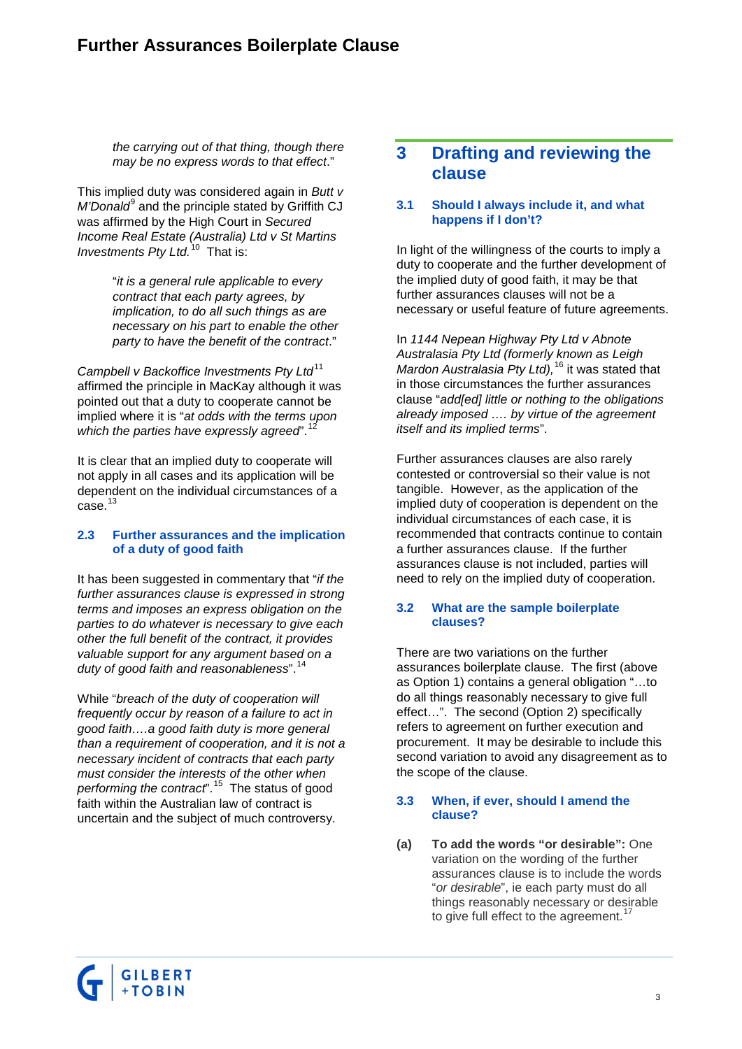*the carrying out of that thing, though there may be no express words to that effect*."

This implied duty was considered again in *Butt v M'Donald*[9] and the principle stated by Griffith CJ was affirmed by the High Court in *Secured Income Real Estate (Australia) Ltd v St Martins Investments Pty Ltd.*[10] That is:

> "*it is a general rule applicable to every contract that each party agrees, by implication, to do all such things as are necessary on his part to enable the other party to have the benefit of the contract*."

*Campbell v Backoffice Investments Pty Ltd*[11] affirmed the principle in MacKay although it was pointed out that a duty to cooperate cannot be implied where it is "*at odds with the terms upon which the parties have expressly agreed*".[12]

It is clear that an implied duty to cooperate will not apply in all cases and its application will be dependent on the individual circumstances of a case.[13]

### 2.3 Further assurances and the implication of a duty of good faith

It has been suggested in commentary that "*if the further assurances clause is expressed in strong terms and imposes an express obligation on the parties to do whatever is necessary to give each other the full benefit of the contract, it provides valuable support for any argument based on a duty of good faith and reasonableness*".[14]

While "*breach of the duty of cooperation will frequently occur by reason of a failure to act in good faith….a good faith duty is more general than a requirement of cooperation, and it is not a necessary incident of contracts that each party must consider the interests of the other when performing the contract*".[15] The status of good faith within the Australian law of contract is uncertain and the subject of much controversy.

## 3 Drafting and reviewing the clause

### 3.1 Should I always include it, and what happens if I don't?

In light of the willingness of the courts to imply a duty to cooperate and the further development of the implied duty of good faith, it may be that further assurances clauses will not be a necessary or useful feature of future agreements.

In *1144 Nepean Highway Pty Ltd v Abnote Australasia Pty Ltd (formerly known as Leigh Mardon Australasia Pty Ltd),*[16] it was stated that in those circumstances the further assurances clause "*add[ed] little or nothing to the obligations already imposed …. by virtue of the agreement itself and its implied terms*".

Further assurances clauses are also rarely contested or controversial so their value is not tangible. However, as the application of the implied duty of cooperation is dependent on the individual circumstances of each case, it is recommended that contracts continue to contain a further assurances clause. If the further assurances clause is not included, parties will need to rely on the implied duty of cooperation.

### 3.2 What are the sample boilerplate clauses?

There are two variations on the further assurances boilerplate clause. The first (above as Option 1) contains a general obligation "…to do all things reasonably necessary to give full effect…". The second (Option 2) specifically refers to agreement on further execution and procurement. It may be desirable to include this second variation to avoid any disagreement as to the scope of the clause.

### 3.3 When, if ever, should I amend the clause?

**(a)** **To add the words "or desirable":** One variation on the wording of the further assurances clause is to include the words "*or desirable*", ie each party must do all things reasonably necessary or desirable to give full effect to the agreement.[17]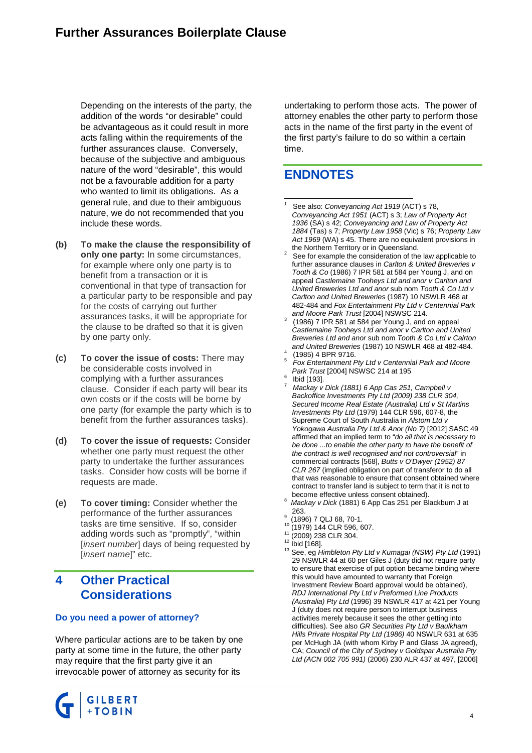Depending on the interests of the party, the addition of the words "or desirable" could be advantageous as it could result in more acts falling within the requirements of the further assurances clause. Conversely, because of the subjective and ambiguous nature of the word "desirable", this would not be a favourable addition for a party who wanted to limit its obligations. As a general rule, and due to their ambiguous nature, we do not recommended that you include these words.

**(b)** **To make the clause the responsibility of only one party:** In some circumstances, for example where only one party is to benefit from a transaction or it is conventional in that type of transaction for a particular party to be responsible and pay for the costs of carrying out further assurances tasks, it will be appropriate for the clause to be drafted so that it is given by one party only.

**(c)** **To cover the issue of costs:** There may be considerable costs involved in complying with a further assurances clause. Consider if each party will bear its own costs or if the costs will be borne by one party (for example the party which is to benefit from the further assurances tasks).

**(d)** **To cover** t**he issue of requests:** Consider whether one party must request the other party to undertake the further assurances tasks. Consider how costs will be borne if requests are made.

**(e)** **To cover timing:** Consider whether the performance of the further assurances tasks are time sensitive. If so, consider adding words such as "promptly", "within [*insert number*] days of being requested by [*insert name*]" etc.

## 4 Other Practical Considerations

### Do you need a power of attorney?

Where particular actions are to be taken by one party at some time in the future, the other party may require that the first party give it an irrevocable power of attorney as security for its undertaking to perform those acts. The power of attorney enables the other party to perform those acts in the name of the first party in the event of the first party's failure to do so within a certain time.

## ENDNOTES

[1] See also: *Conveyancing Act 1919* (ACT) s 78, *Conveyancing Act 1951* (ACT) s 3; *Law of Property Act 1936* (SA) s 42; *Conveyancing and Law of Property Act 1884* (Tas) s 7; *Property Law 1958* (Vic) s 76; *Property Law Act 1969* (WA) s 45. There are no equivalent provisions in the Northern Territory or in Queensland.

[2] See for example the consideration of the law applicable to further assurance clauses in *Carlton & United Breweries v Tooth & Co* (1986) 7 IPR 581 at 584 per Young J, and on appeal *Castlemaine Tooheys Ltd and anor v Carlton and United Breweries Ltd and anor* sub nom *Tooth & Co Ltd v Carlton and United Breweries* (1987) 10 NSWLR 468 at 482-484 and *Fox Entertainment Pty Ltd v Centennial Park and Moore Park Trust* [2004] NSWSC 214.

[3] (1986) 7 IPR 581 at 584 per Young J, and on appeal *Castlemaine Tooheys Ltd and anor v Carlton and United Breweries Ltd and anor* sub nom *Tooth & Co Ltd v Calrton and United Breweries* (1987) 10 NSWLR 468 at 482-484.

[4] (1985) 4 BPR 9716.

[5] *Fox Entertainment Pty Ltd v Centennial Park and Moore Park Trust* [2004] NSWSC 214 at 195

[6] Ibid [193].

[7] *Mackay v Dick (1881) 6 App Cas 251, Campbell v Backoffice Investments Pty Ltd (2009) 238 CLR 304, Secured Income Real Estate (Australia) Ltd v St Martins Investments Pty Ltd* (1979) 144 CLR 596, 607-8, the Supreme Court of South Australia in *Alstom Ltd v Yokogawa Australia Pty Ltd & Anor (No 7)* [2012] SASC 49 affirmed that an implied term to "*do all that is necessary to be done ...to enable the other party to have the benefit of the contract is well recognised and not controversial*" in commercial contracts [568], *Butts v O'Dwyer (1952) 87 CLR 267* (implied obligation on part of transferor to do all that was reasonable to ensure that consent obtained where contract to transfer land is subject to term that it is not to become effective unless consent obtained).

[8] *Mackay v Dick* (1881) 6 App Cas 251 per Blackburn J at 263.

[9] (1896) 7 QLJ 68, 70-1.

[10] (1979) 144 CLR 596, 607.

[11] (2009) 238 CLR 304.

[12] Ibid [168].

[13] See, eg *Himbleton Pty Ltd v Kumagai (NSW) Pty Ltd* (1991) 29 NSWLR 44 at 60 per Giles J (duty did not require party to ensure that exercise of put option became binding where this would have amounted to warranty that Foreign Investment Review Board approval would be obtained), *RDJ International Pty Ltd v Preformed Line Products (Australia) Pty Ltd* (1996) 39 NSWLR 417 at 421 per Young J (duty does not require person to interrupt business activities merely because it sees the other getting into difficulties). See also *GR Securities Pty Ltd v Baulkham Hills Private Hospital Pty Ltd (1986)* 40 NSWLR 631 at 635 per McHugh JA (with whom Kirby P and Glass JA agreed), CA; *Council of the City of Sydney v Goldspar Australia Pty Ltd (ACN 002 705 991)* (2006) 230 ALR 437 at 497, [2006]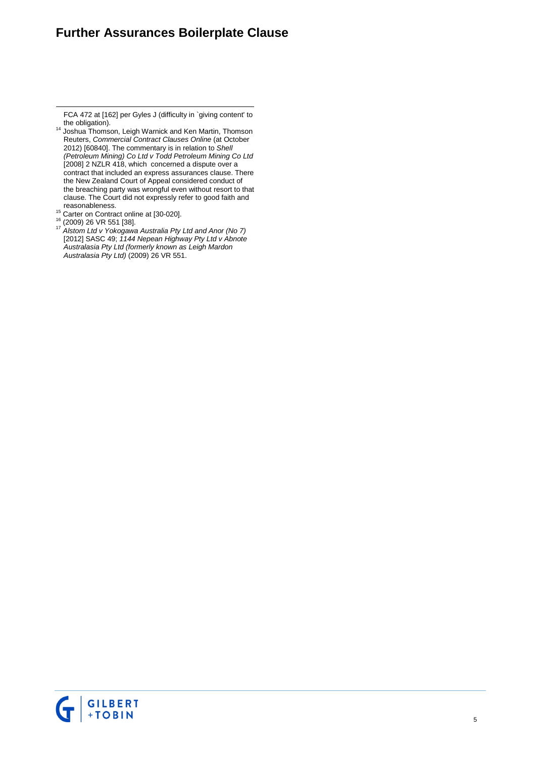FCA 472 at [162] per Gyles J (difficulty in `giving content' to the obligation).

[14] Joshua Thomson, Leigh Warnick and Ken Martin, Thomson Reuters, *Commercial Contract Clauses Online* (at October 2012) [60840]. The commentary is in relation to *Shell (Petroleum Mining) Co Ltd v Todd Petroleum Mining Co Ltd* [2008] 2 NZLR 418, which concerned a dispute over a contract that included an express assurances clause. There the New Zealand Court of Appeal considered conduct of the breaching party was wrongful even without resort to that clause. The Court did not expressly refer to good faith and reasonableness.

[15] Carter on Contract online at [30-020].

[16] (2009) 26 VR 551 [38].

[17] *Alstom Ltd v Yokogawa Australia Pty Ltd and Anor (No 7)* [2012] SASC 49; *1144 Nepean Highway Pty Ltd v Abnote Australasia Pty Ltd (formerly known as Leigh Mardon Australasia Pty Ltd)* (2009) 26 VR 551.